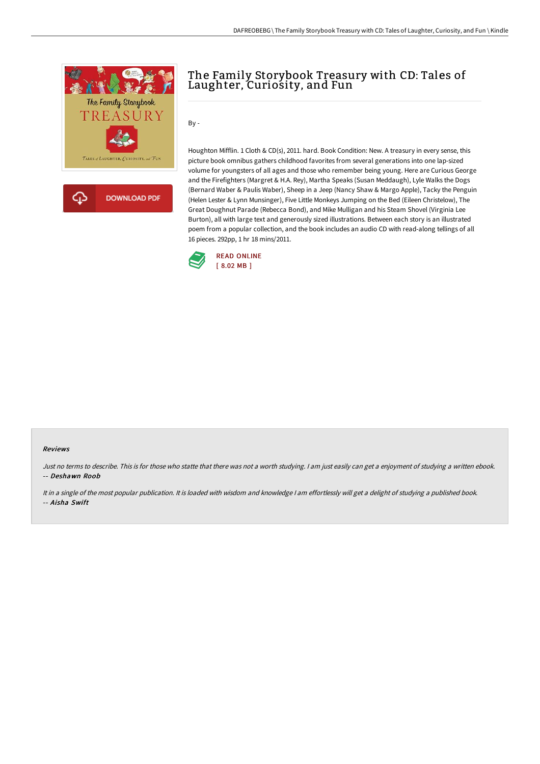# The Family Storybook Treasury with CD: Tales of Laughter, Curiosity, and Fun

DOWNLOAD PDF

By -

Houghton Mifflin. 1 Cloth & CD(s), 2011. hard. Book Condition: New. A treasury in every sense, this picture book omnibus gathers childhood favorites from several generations into one lap-sized volume for youngsters of all ages and those who remember being young. Here are Curious George and the Firefighters (Margret & H.A. Rey), Martha Speaks (Susan Meddaugh), Lyle Walks the Dogs (Bernard Waber & Paulis Waber), Sheep in a Jeep (Nancy Shaw & Margo Apple), Tacky the Penguin (Helen Lester & Lynn Munsinger), Five Little Monkeys Jumping on the Bed (Eileen Christelow), The Great Doughnut Parade (Rebecca Bond), and Mike Mulligan and his Steam Shovel (Virginia Lee Burton), all with large text and generously sized illustrations. Between each story is an illustrated poem from a popular collection, and the book includes an audio CD with read-along tellings of all 16 pieces. 292pp, 1 hr 18 mins/2011.

READ ONLINE
[ 8.02 MB ]

### Reviews

*Just no terms to describe. This is for those who statte that there was not a worth studying. I am just easily can get a enjoyment of studying a written ebook.*
-- ***Deshawn Roob***

*It in a single of the most popular publication. It is loaded with wisdom and knowledge I am effortlessly will get a delight of studying a published book.*
-- ***Aisha Swift***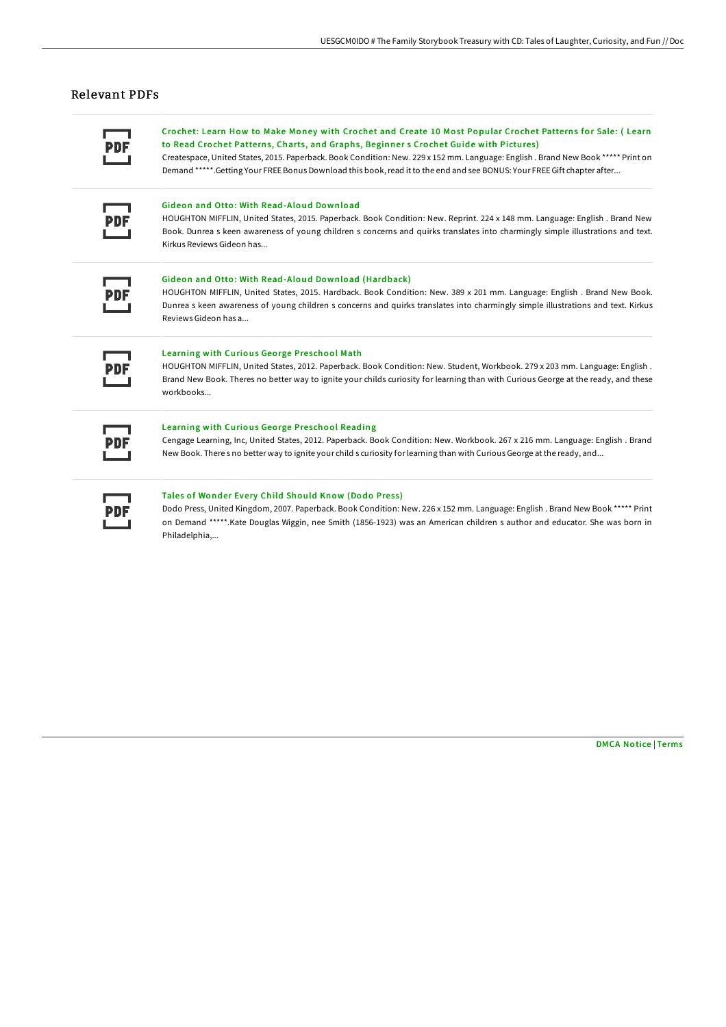## Relevant PDFs

### Crochet: Learn How to Make Money with Crochet and Create 10 Most Popular Crochet Patterns for Sale: ( Learn to Read Crochet Patterns, Charts, and Graphs, Beginner s Crochet Guide with Pictures)

Createspace, United States, 2015. Paperback. Book Condition: New. 229 x 152 mm. Language: English . Brand New Book ***** Print on Demand *****.Getting Your FREE Bonus Download this book, read it to the end and see BONUS: Your FREE Gift chapter after...

### Gideon and Otto: With Read-Aloud Download

HOUGHTON MIFFLIN, United States, 2015. Paperback. Book Condition: New. Reprint. 224 x 148 mm. Language: English . Brand New Book. Dunrea s keen awareness of young children s concerns and quirks translates into charmingly simple illustrations and text. Kirkus Reviews Gideon has...

### Gideon and Otto: With Read-Aloud Download (Hardback)

HOUGHTON MIFFLIN, United States, 2015. Hardback. Book Condition: New. 389 x 201 mm. Language: English . Brand New Book. Dunrea s keen awareness of young children s concerns and quirks translates into charmingly simple illustrations and text. Kirkus Reviews Gideon has a...

### Learning with Curious George Preschool Math

HOUGHTON MIFFLIN, United States, 2012. Paperback. Book Condition: New. Student, Workbook. 279 x 203 mm. Language: English . Brand New Book. Theres no better way to ignite your childs curiosity for learning than with Curious George at the ready, and these workbooks...

### Learning with Curious George Preschool Reading

Cengage Learning, Inc, United States, 2012. Paperback. Book Condition: New. Workbook. 267 x 216 mm. Language: English . Brand New Book. There s no better way to ignite your child s curiosity for learning than with Curious George at the ready, and...

### Tales of Wonder Every Child Should Know (Dodo Press)

Dodo Press, United Kingdom, 2007. Paperback. Book Condition: New. 226 x 152 mm. Language: English . Brand New Book ***** Print on Demand *****.Kate Douglas Wiggin, nee Smith (1856-1923) was an American children s author and educator. She was born in Philadelphia,...

DMCA Notice | Terms